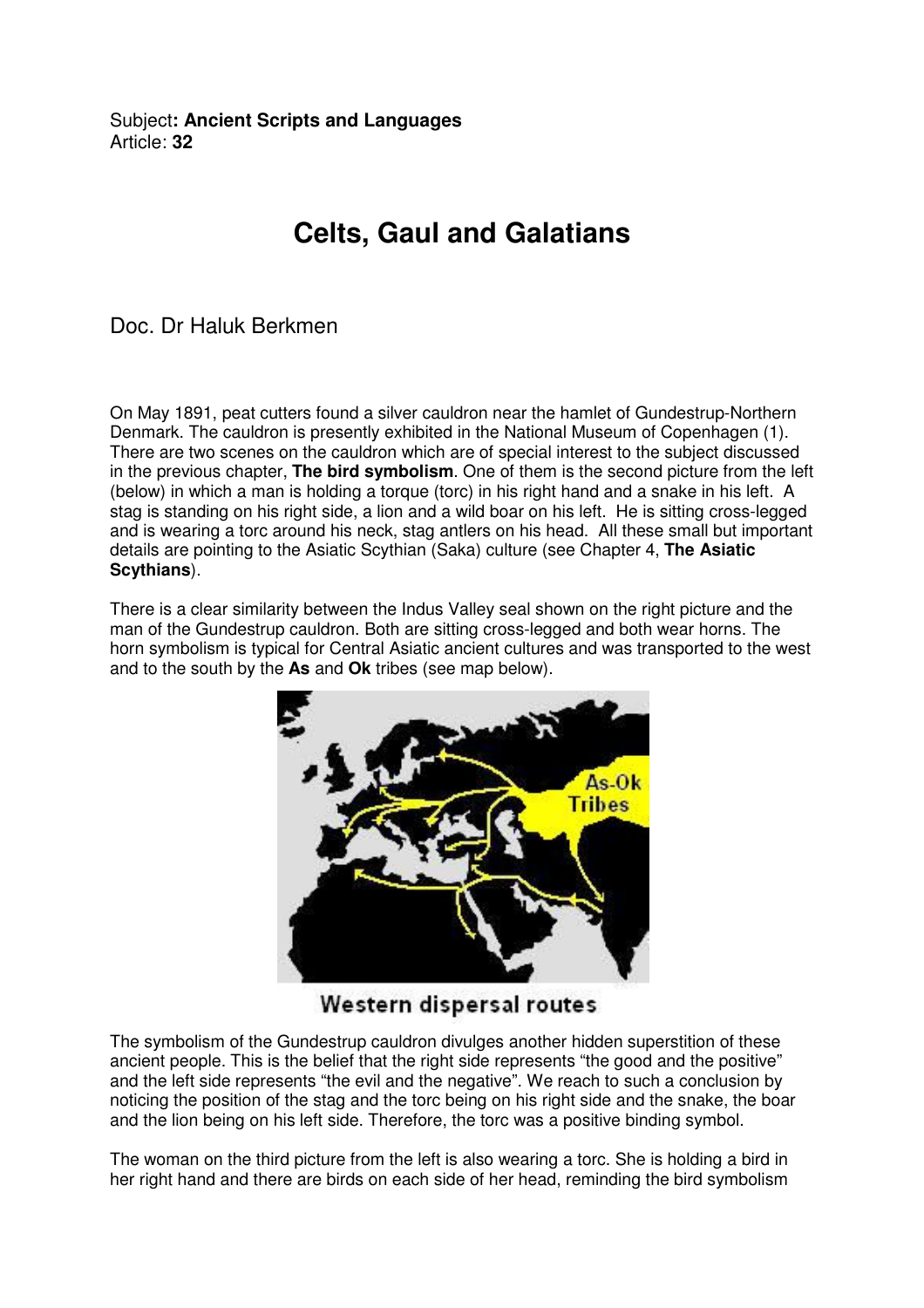Subject**: Ancient Scripts and Languages**
Article: **32**

# Celts, Gaul and Galatians

Doc. Dr Haluk Berkmen

On May 1891, peat cutters found a silver cauldron near the hamlet of Gundestrup-Northern Denmark. The cauldron is presently exhibited in the National Museum of Copenhagen (1). There are two scenes on the cauldron which are of special interest to the subject discussed in the previous chapter, **The bird symbolism**. One of them is the second picture from the left (below) in which a man is holding a torque (torc) in his right hand and a snake in his left. A stag is standing on his right side, a lion and a wild boar on his left. He is sitting cross-legged and is wearing a torc around his neck, stag antlers on his head. All these small but important details are pointing to the Asiatic Scythian (Saka) culture (see Chapter 4, **The Asiatic Scythians**).

There is a clear similarity between the Indus Valley seal shown on the right picture and the man of the Gundestrup cauldron. Both are sitting cross-legged and both wear horns. The horn symbolism is typical for Central Asiatic ancient cultures and was transported to the west and to the south by the **As** and **Ok** tribes (see map below).

Western dispersal routes

The symbolism of the Gundestrup cauldron divulges another hidden superstition of these ancient people. This is the belief that the right side represents "the good and the positive" and the left side represents "the evil and the negative". We reach to such a conclusion by noticing the position of the stag and the torc being on his right side and the snake, the boar and the lion being on his left side. Therefore, the torc was a positive binding symbol.

The woman on the third picture from the left is also wearing a torc. She is holding a bird in her right hand and there are birds on each side of her head, reminding the bird symbolism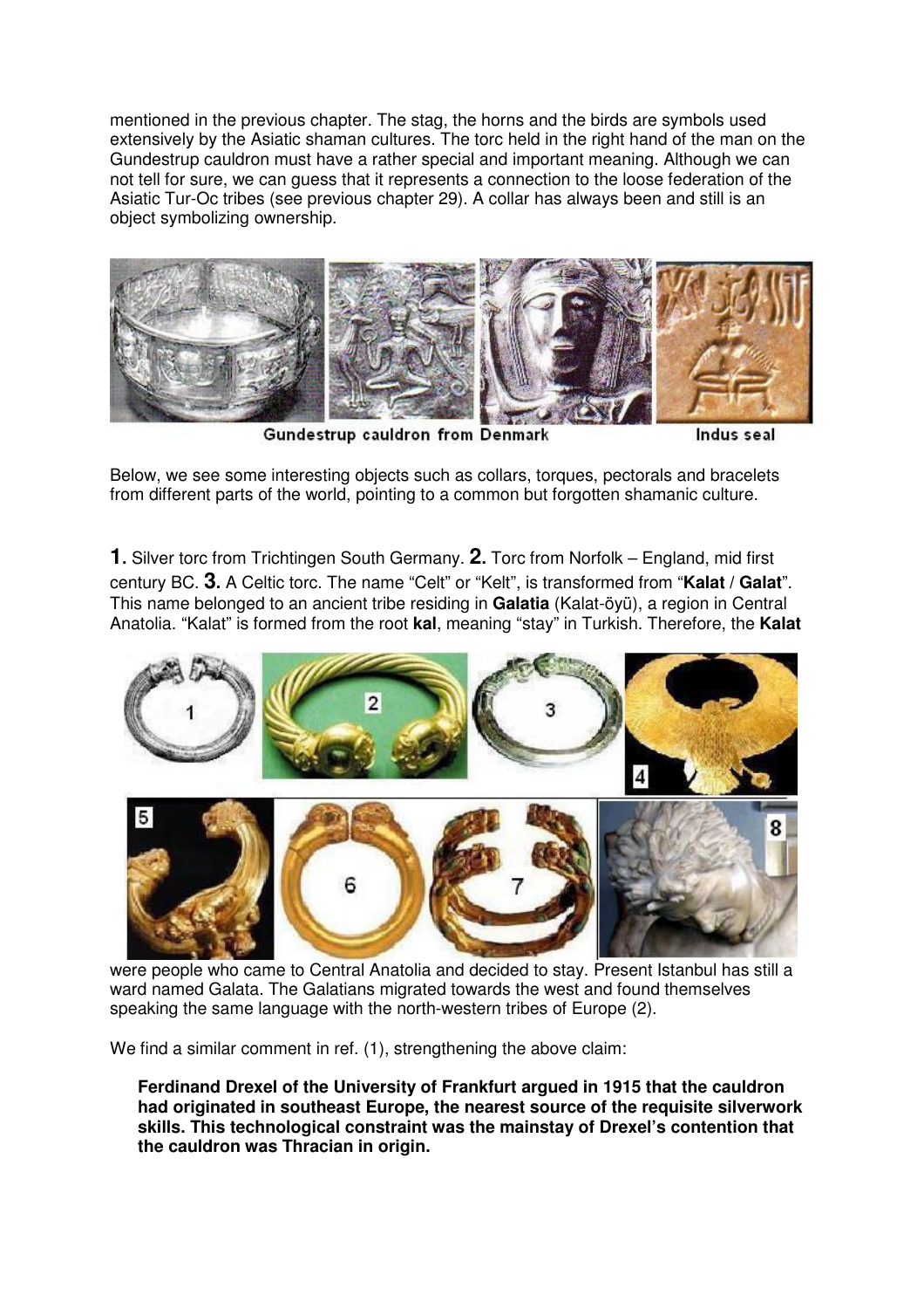mentioned in the previous chapter. The stag, the horns and the birds are symbols used extensively by the Asiatic shaman cultures. The torc held in the right hand of the man on the Gundestrup cauldron must have a rather special and important meaning. Although we can not tell for sure, we can guess that it represents a connection to the loose federation of the Asiatic Tur-Oc tribes (see previous chapter 29). A collar has always been and still is an object symbolizing ownership.

Gundestrup cauldron from Denmark — Indus seal

Below, we see some interesting objects such as collars, torques, pectorals and bracelets from different parts of the world, pointing to a common but forgotten shamanic culture.

**1.** Silver torc from Trichtingen South Germany. **2.** Torc from Norfolk – England, mid first century BC. **3.** A Celtic torc. The name "Celt" or "Kelt", is transformed from "**Kalat** / **Galat**". This name belonged to an ancient tribe residing in **Galatia** (Kalat-öyü), a region in Central Anatolia. "Kalat" is formed from the root **kal**, meaning "stay" in Turkish. Therefore, the **Kalat** were people who came to Central Anatolia and decided to stay. Present Istanbul has still a ward named Galata. The Galatians migrated towards the west and found themselves speaking the same language with the north-western tribes of Europe (2).

We find a similar comment in ref. (1), strengthening the above claim:

> **Ferdinand Drexel of the University of Frankfurt argued in 1915 that the cauldron had originated in southeast Europe, the nearest source of the requisite silverwork skills. This technological constraint was the mainstay of Drexel's contention that the cauldron was Thracian in origin.**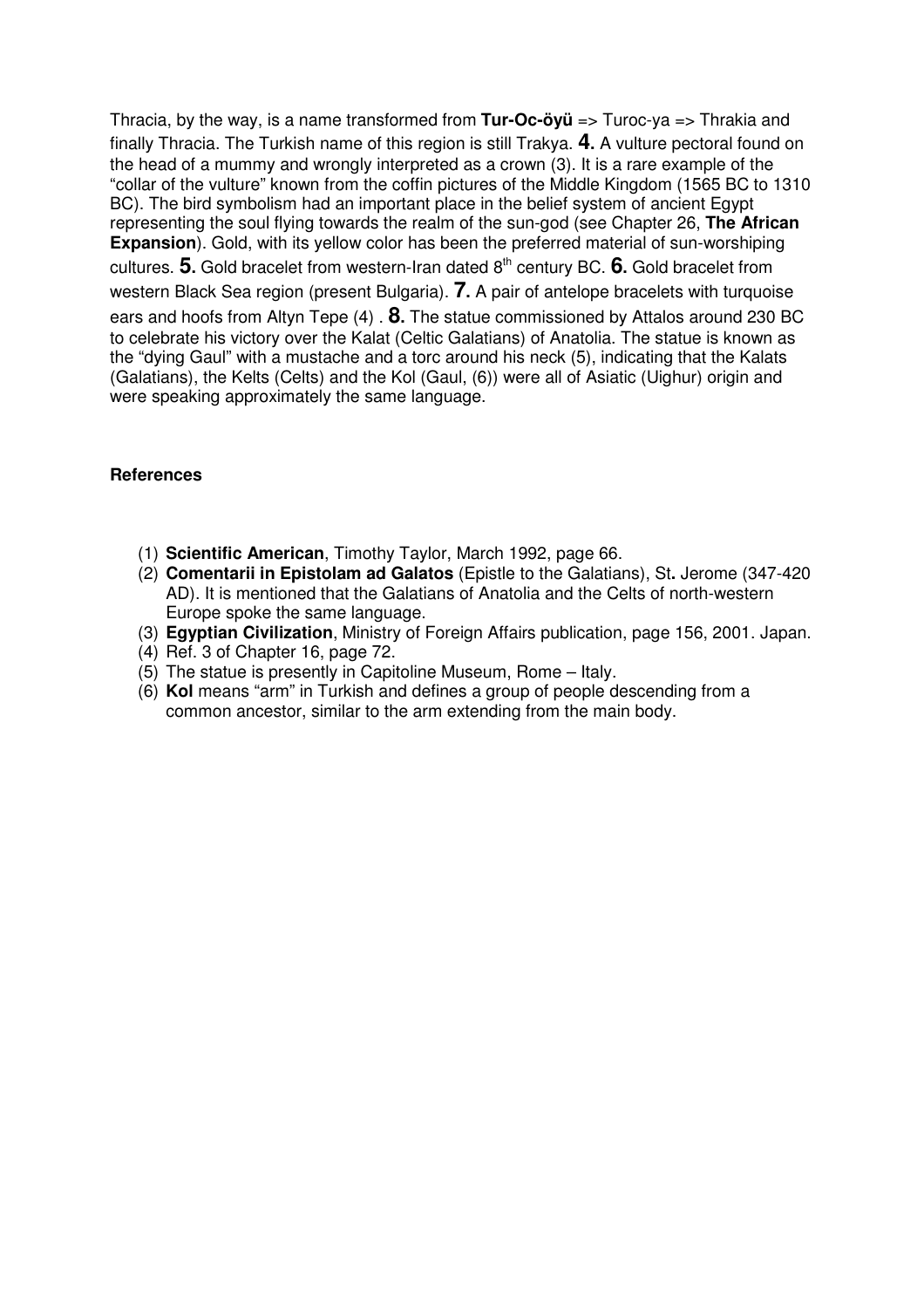Thracia, by the way, is a name transformed from **Tur-Oc-öyü** => Turoc-ya => Thrakia and finally Thracia. The Turkish name of this region is still Trakya. **4.** A vulture pectoral found on the head of a mummy and wrongly interpreted as a crown (3). It is a rare example of the "collar of the vulture" known from the coffin pictures of the Middle Kingdom (1565 BC to 1310 BC). The bird symbolism had an important place in the belief system of ancient Egypt representing the soul flying towards the realm of the sun-god (see Chapter 26, **The African Expansion**). Gold, with its yellow color has been the preferred material of sun-worshiping cultures. **5.** Gold bracelet from western-Iran dated 8th century BC. **6.** Gold bracelet from western Black Sea region (present Bulgaria). **7.** A pair of antelope bracelets with turquoise ears and hoofs from Altyn Tepe (4) . **8.** The statue commissioned by Attalos around 230 BC to celebrate his victory over the Kalat (Celtic Galatians) of Anatolia. The statue is known as the "dying Gaul" with a mustache and a torc around his neck (5), indicating that the Kalats (Galatians), the Kelts (Celts) and the Kol (Gaul, (6)) were all of Asiatic (Uighur) origin and were speaking approximately the same language.

**References**

(1) **Scientific American**, Timothy Taylor, March 1992, page 66.
(2) **Comentarii in Epistolam ad Galatos** (Epistle to the Galatians), St**.** Jerome (347-420 AD). It is mentioned that the Galatians of Anatolia and the Celts of north-western Europe spoke the same language.
(3) **Egyptian Civilization**, Ministry of Foreign Affairs publication, page 156, 2001. Japan.
(4) Ref. 3 of Chapter 16, page 72.
(5) The statue is presently in Capitoline Museum, Rome – Italy.
(6) **Kol** means "arm" in Turkish and defines a group of people descending from a common ancestor, similar to the arm extending from the main body.